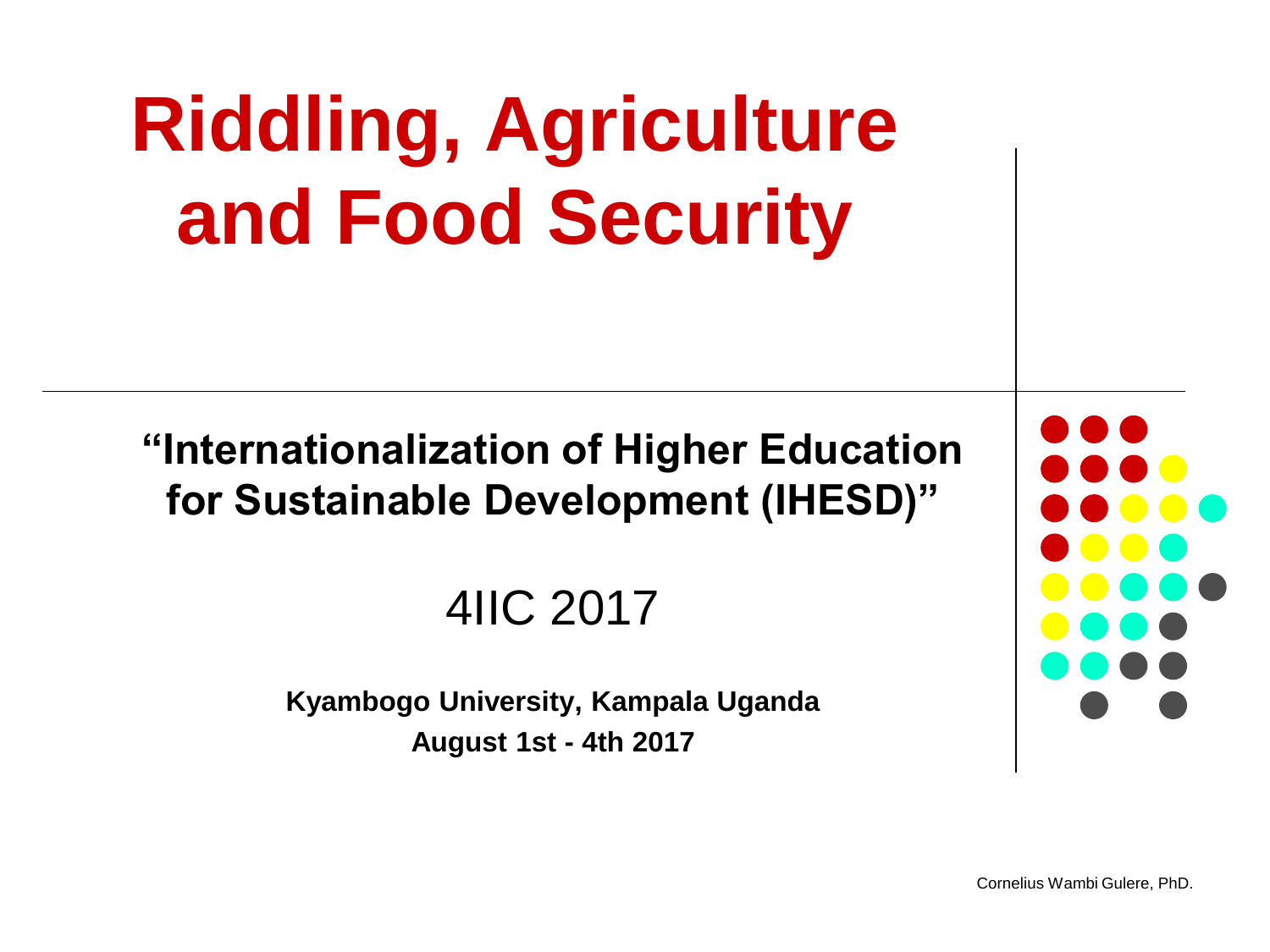# Riddling, Agriculture and Food Security

**"Internationalization of Higher Education for Sustainable Development (IHESD)"**

4IIC 2017

**Kyambogo University, Kampala Uganda**
**August 1st - 4th 2017**

Cornelius Wambi Gulere, PhD.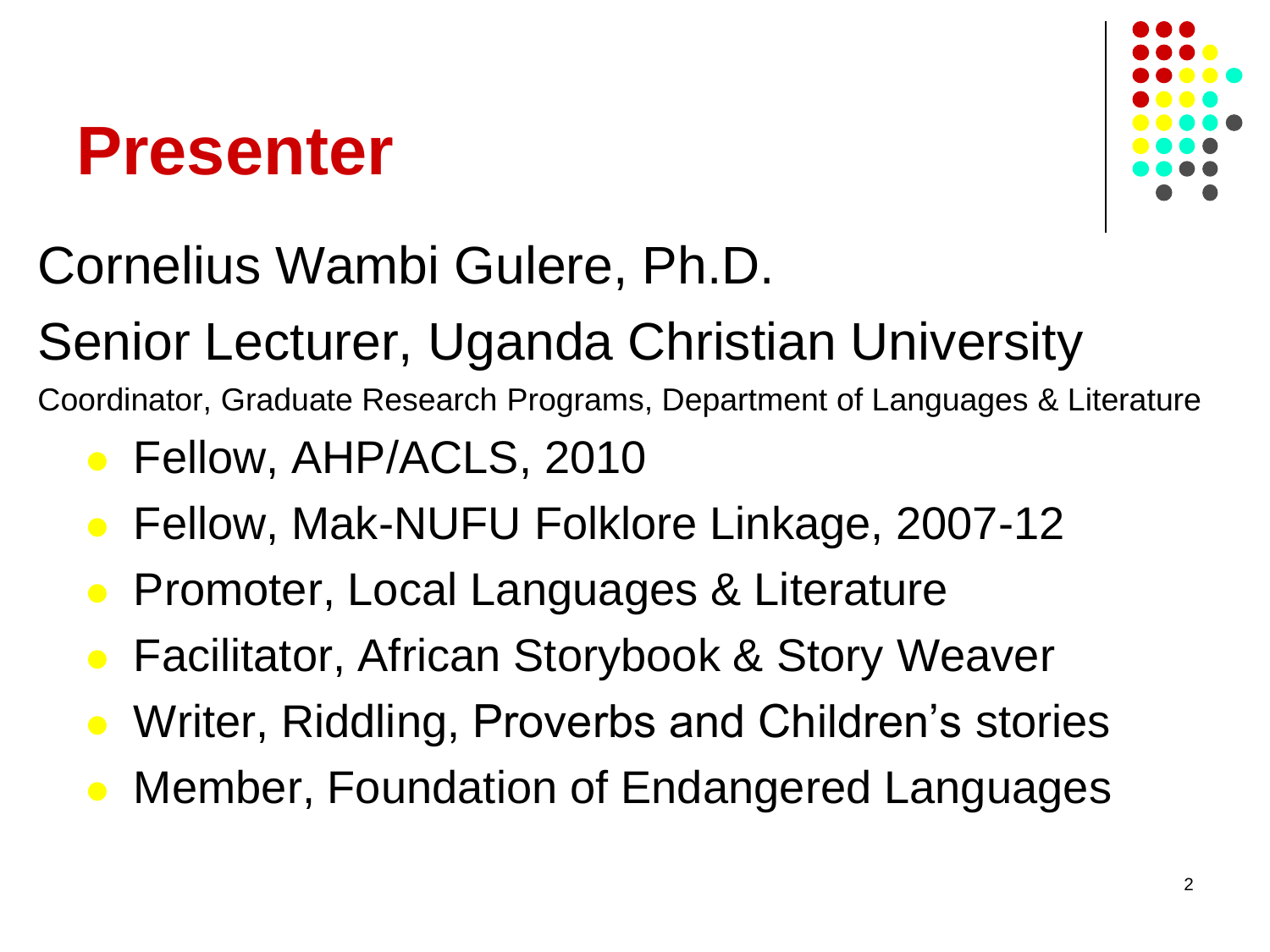# Presenter

Cornelius Wambi Gulere, Ph.D.

Senior Lecturer, Uganda Christian University

Coordinator, Graduate Research Programs, Department of Languages & Literature

- Fellow, AHP/ACLS, 2010
- Fellow, Mak-NUFU Folklore Linkage, 2007-12
- Promoter, Local Languages & Literature
- Facilitator, African Storybook & Story Weaver
- Writer, Riddling, Proverbs and Children's stories
- Member, Foundation of Endangered Languages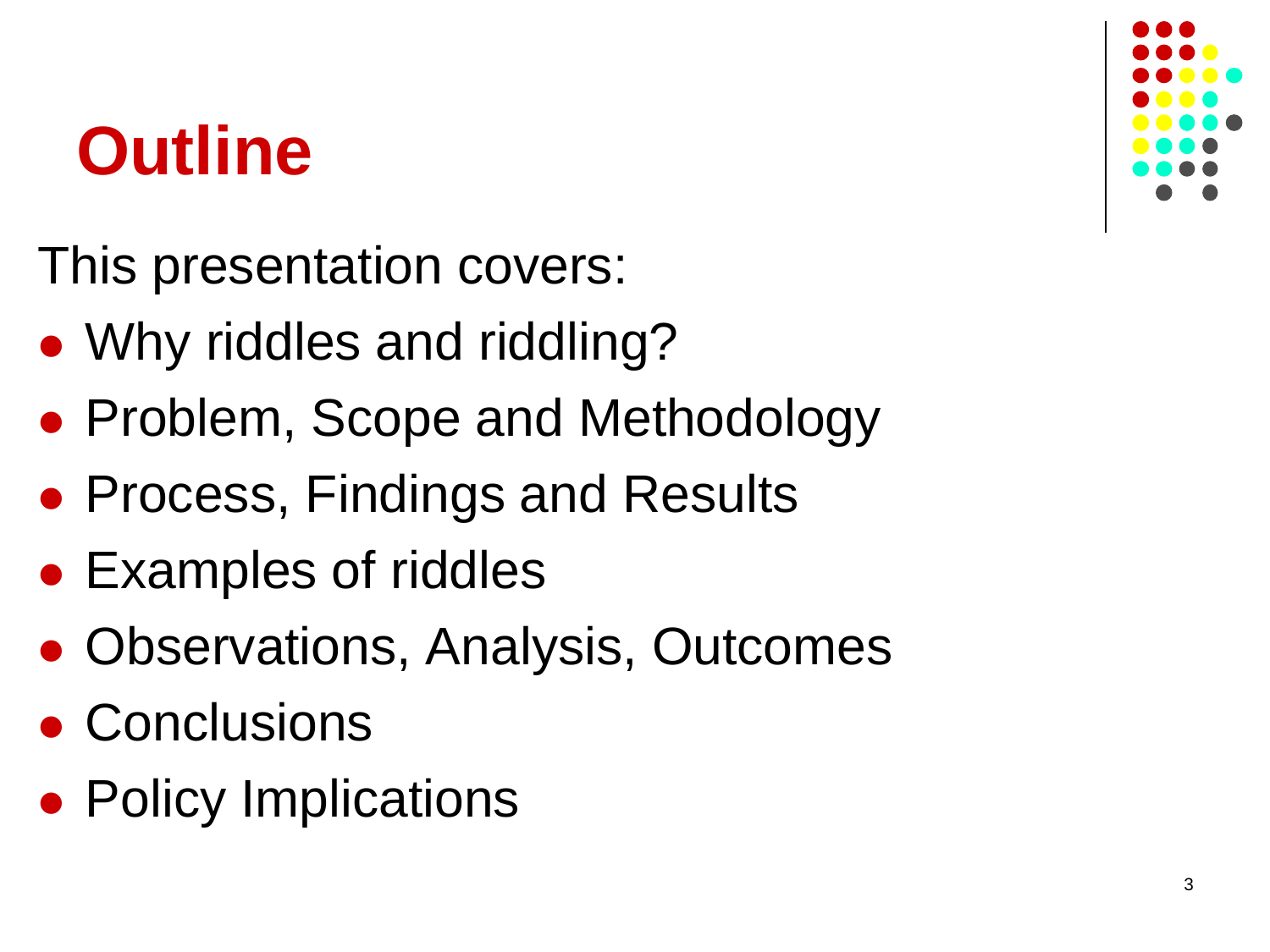# Outline

This presentation covers:

- Why riddles and riddling?
- Problem, Scope and Methodology
- Process, Findings and Results
- Examples of riddles
- Observations, Analysis, Outcomes
- Conclusions
- Policy Implications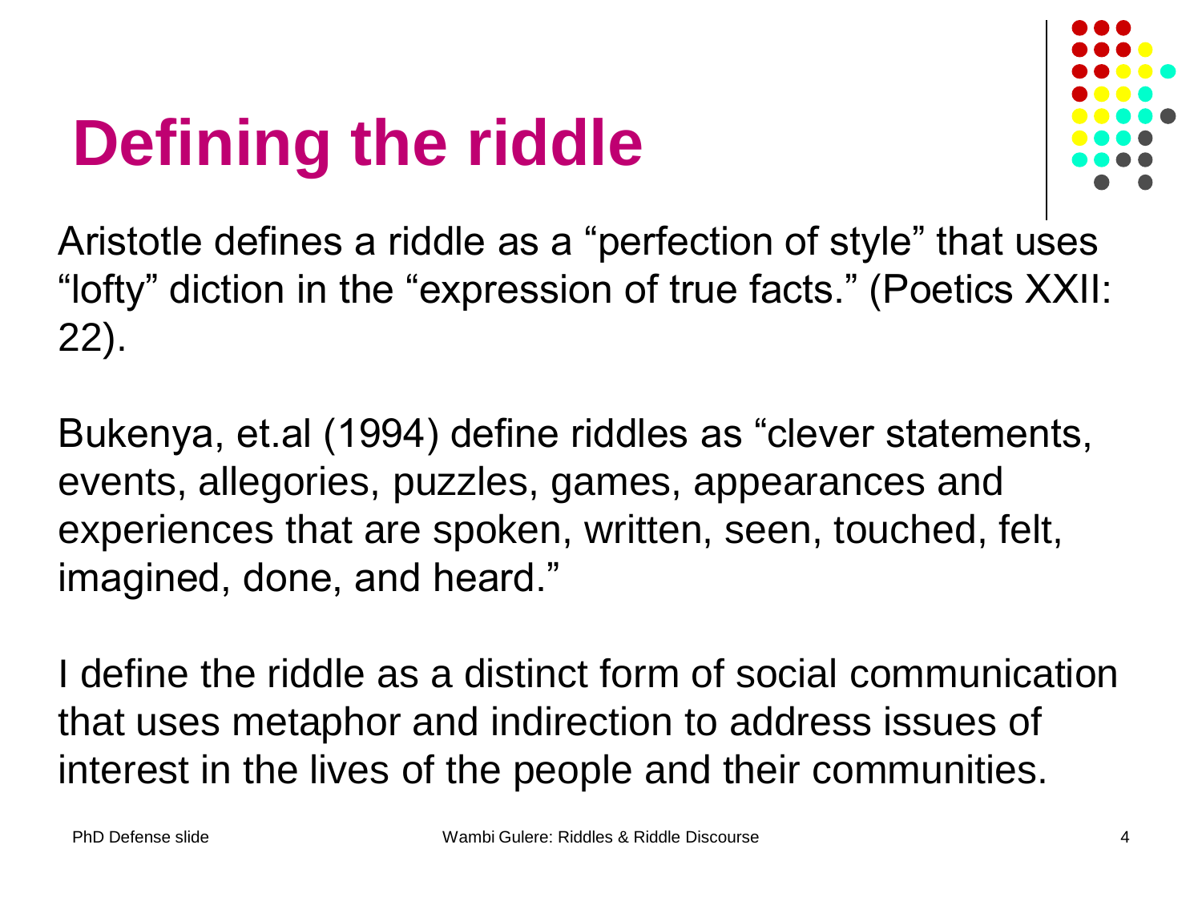# Defining the riddle

Aristotle defines a riddle as a “perfection of style” that uses “lofty” diction in the “expression of true facts.” (Poetics XXII: 22).

Bukenya, et.al (1994) define riddles as “clever statements, events, allegories, puzzles, games, appearances and experiences that are spoken, written, seen, touched, felt, imagined, done, and heard.”

I define the riddle as a distinct form of social communication that uses metaphor and indirection to address issues of interest in the lives of the people and their communities.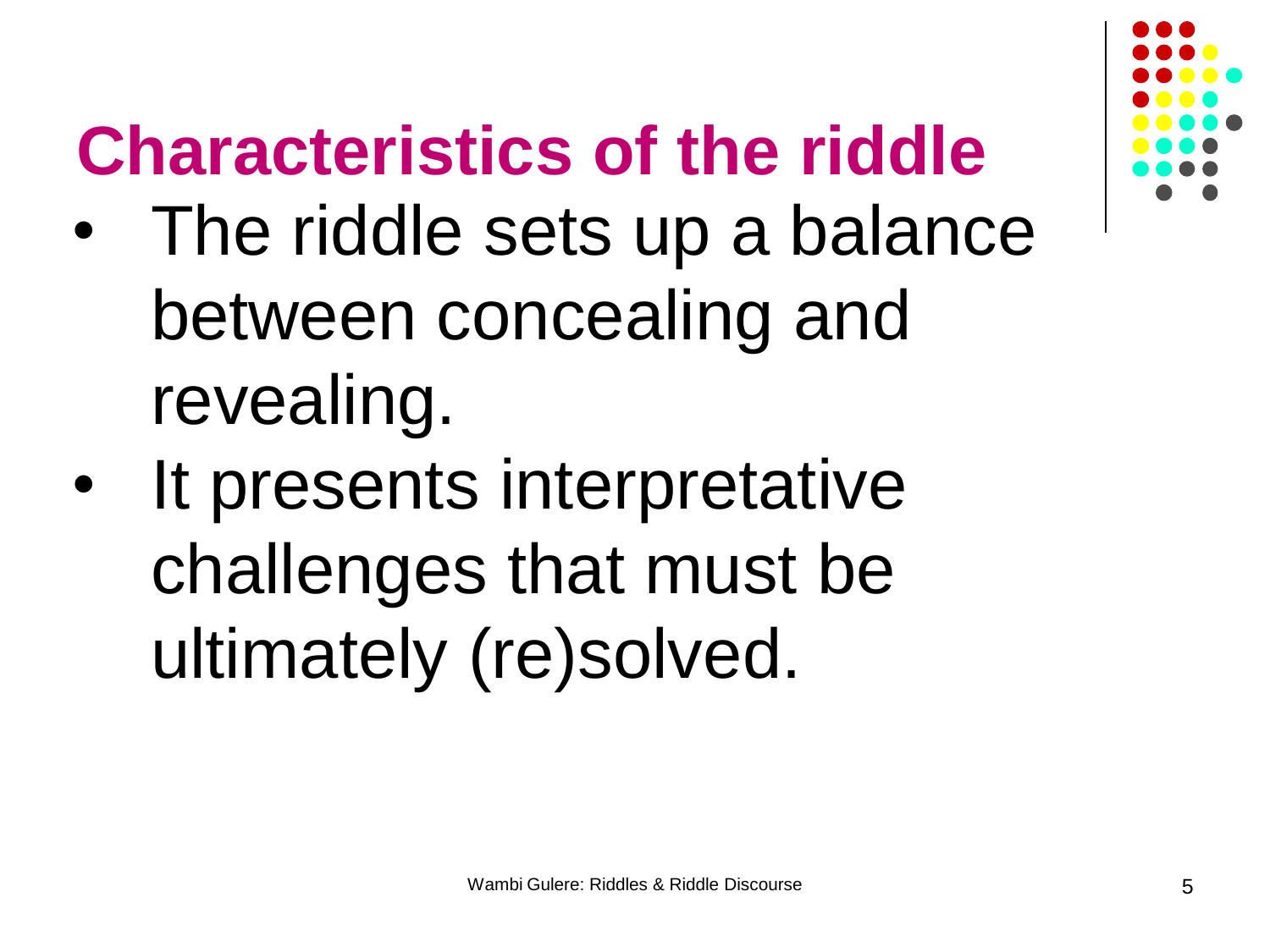# Characteristics of the riddle

- The riddle sets up a balance between concealing and revealing.
- It presents interpretative challenges that must be ultimately (re)solved.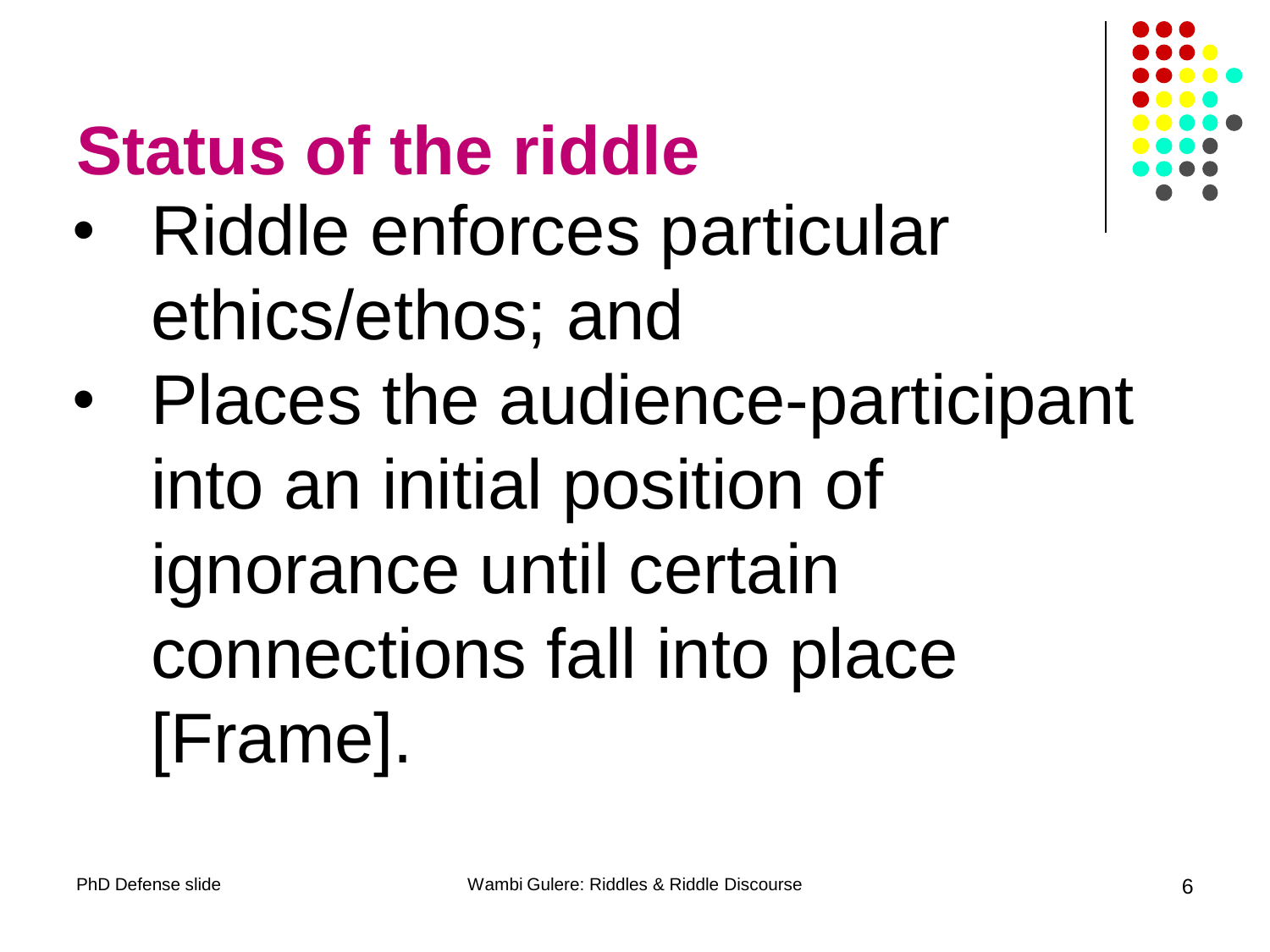# Status of the riddle

- Riddle enforces particular ethics/ethos; and
- Places the audience-participant into an initial position of ignorance until certain connections fall into place [Frame].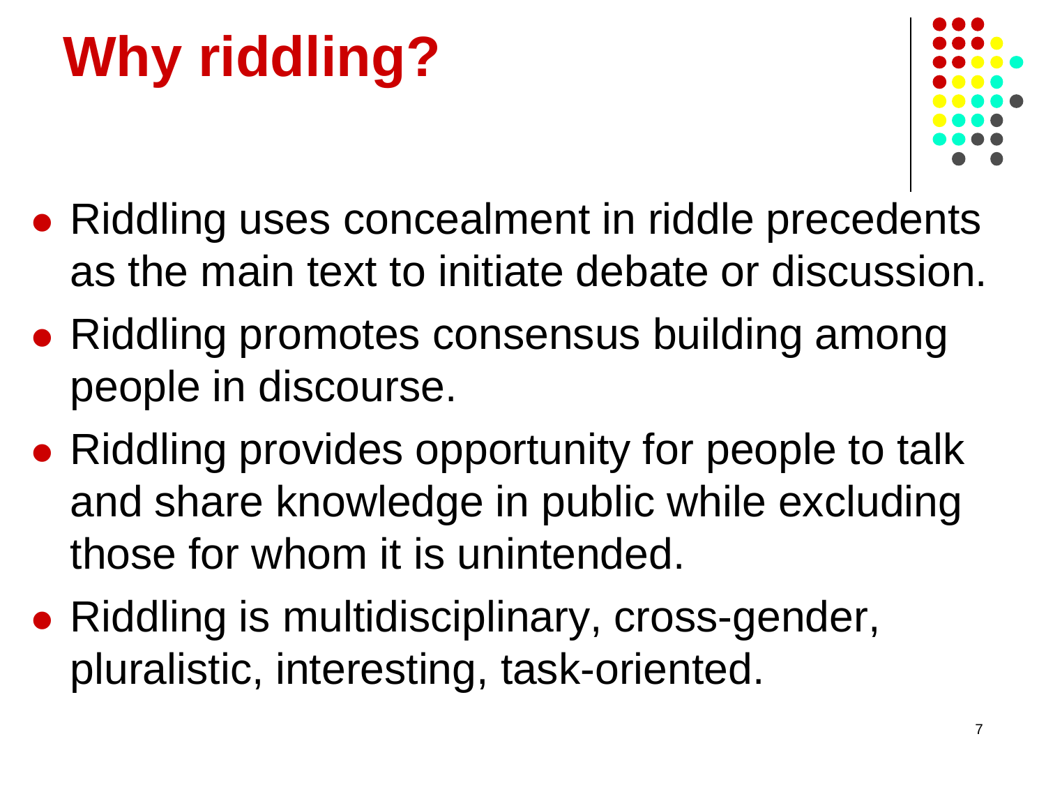# Why riddling?

- Riddling uses concealment in riddle precedents as the main text to initiate debate or discussion.
- Riddling promotes consensus building among people in discourse.
- Riddling provides opportunity for people to talk and share knowledge in public while excluding those for whom it is unintended.
- Riddling is multidisciplinary, cross-gender, pluralistic, interesting, task-oriented.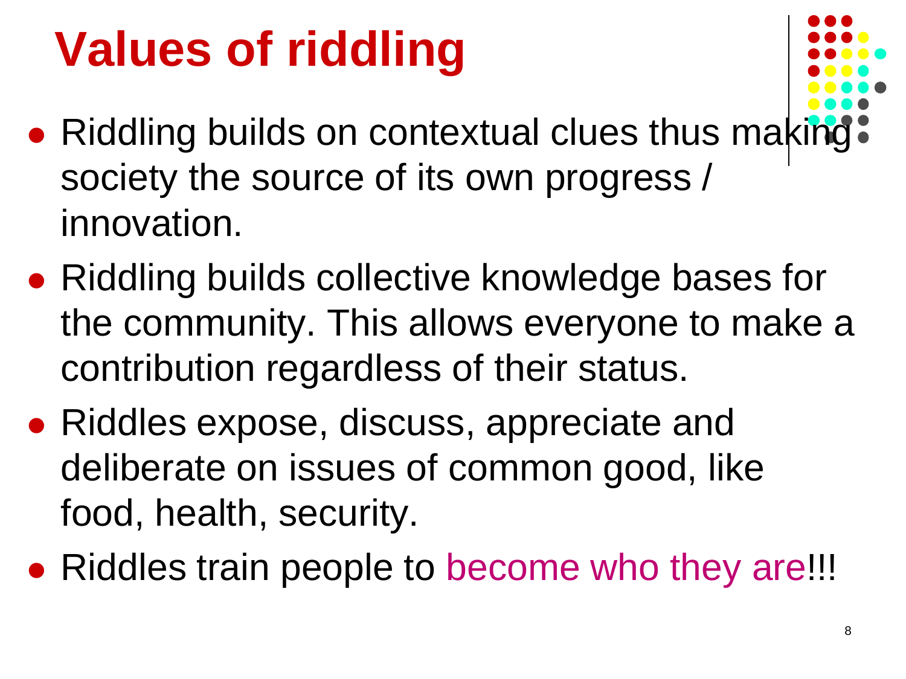# Values of riddling

- Riddling builds on contextual clues thus making society the source of its own progress / innovation.
- Riddling builds collective knowledge bases for the community. This allows everyone to make a contribution regardless of their status.
- Riddles expose, discuss, appreciate and deliberate on issues of common good, like food, health, security.
- Riddles train people to become who they are!!!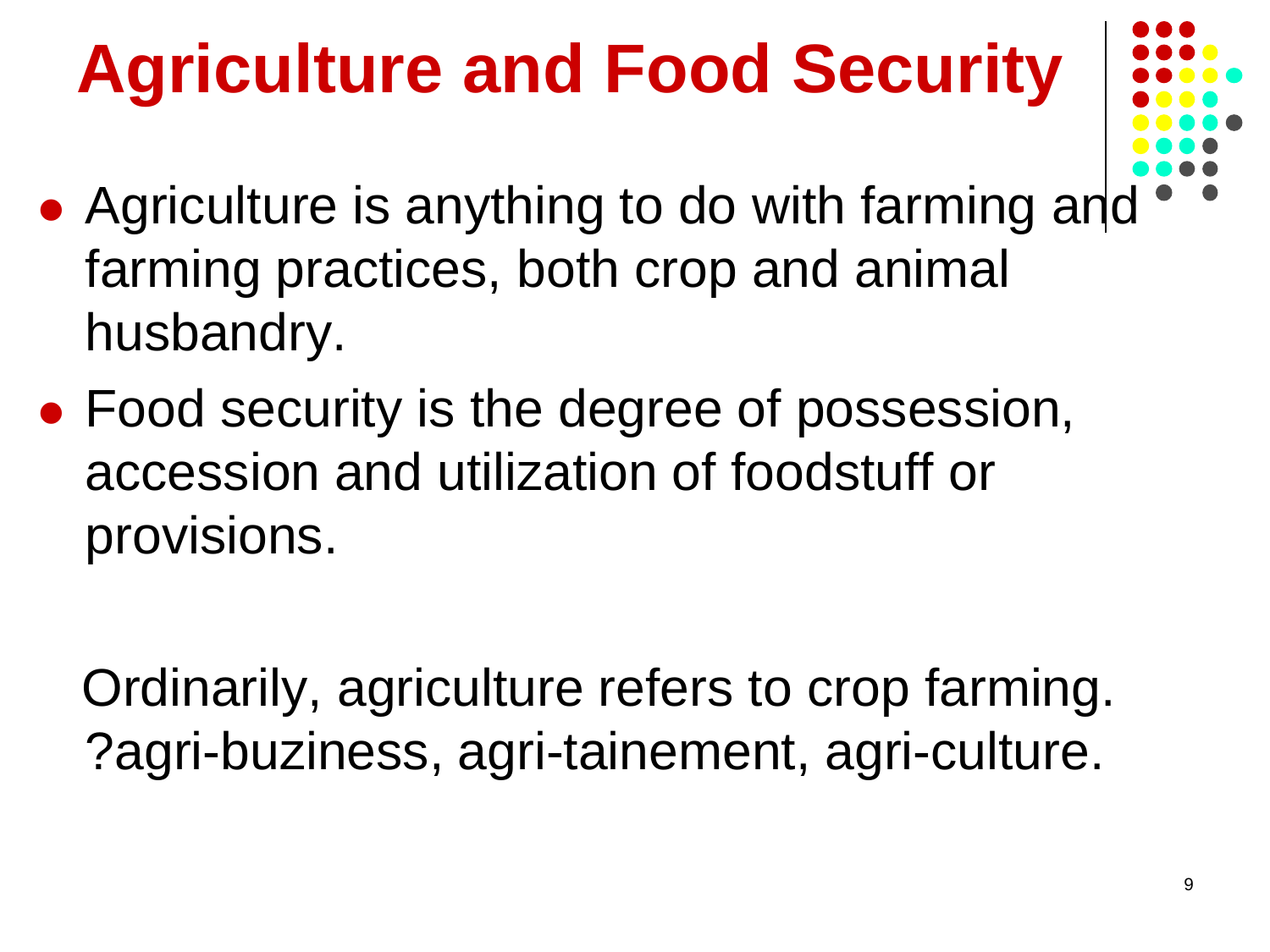# Agriculture and Food Security

- Agriculture is anything to do with farming and farming practices, both crop and animal husbandry.
- Food security is the degree of possession, accession and utilization of foodstuff or provisions.

Ordinarily, agriculture refers to crop farming. ?agri-buziness, agri-tainement, agri-culture.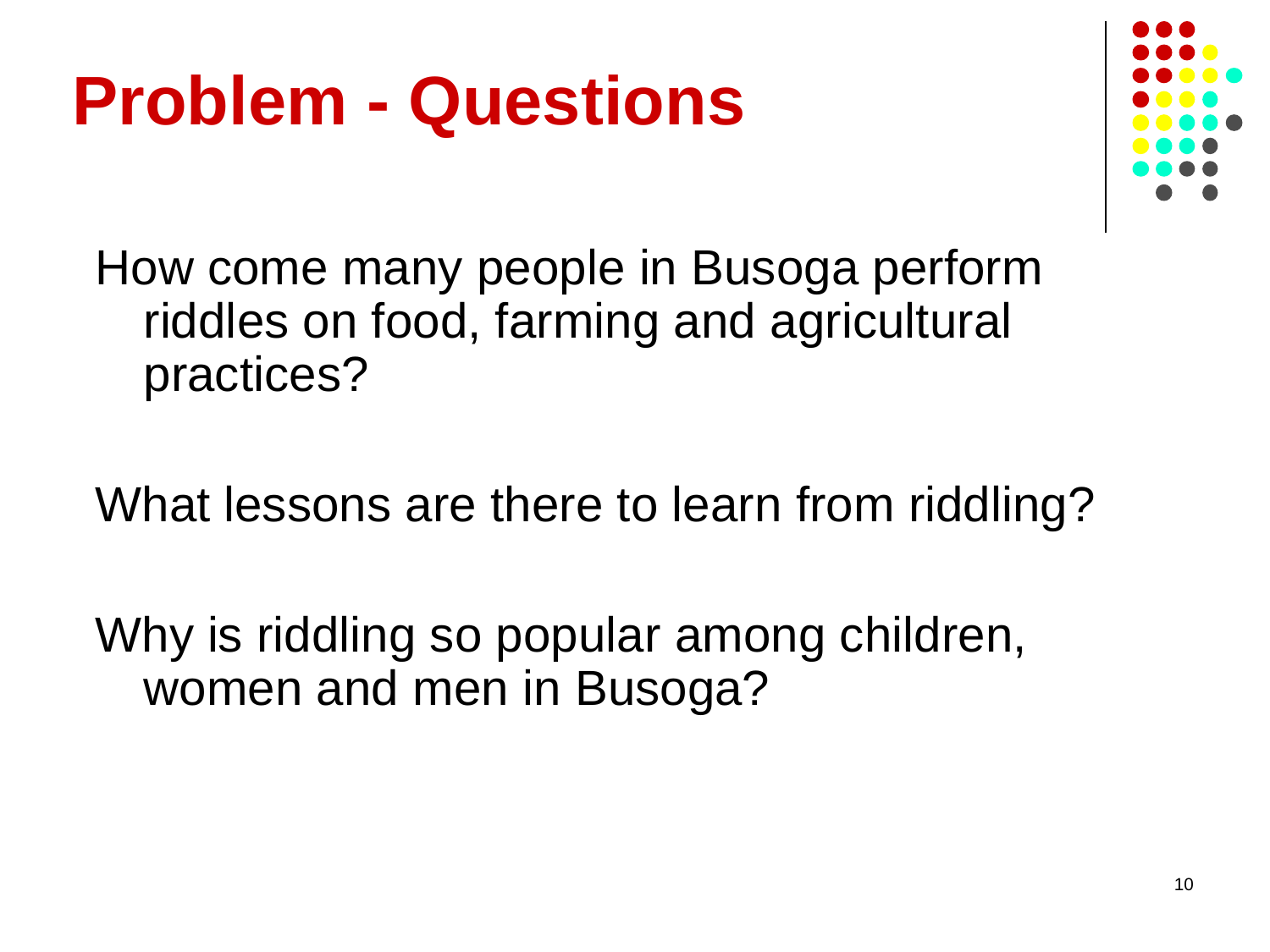# Problem - Questions

How come many people in Busoga perform riddles on food, farming and agricultural practices?

What lessons are there to learn from riddling?

Why is riddling so popular among children, women and men in Busoga?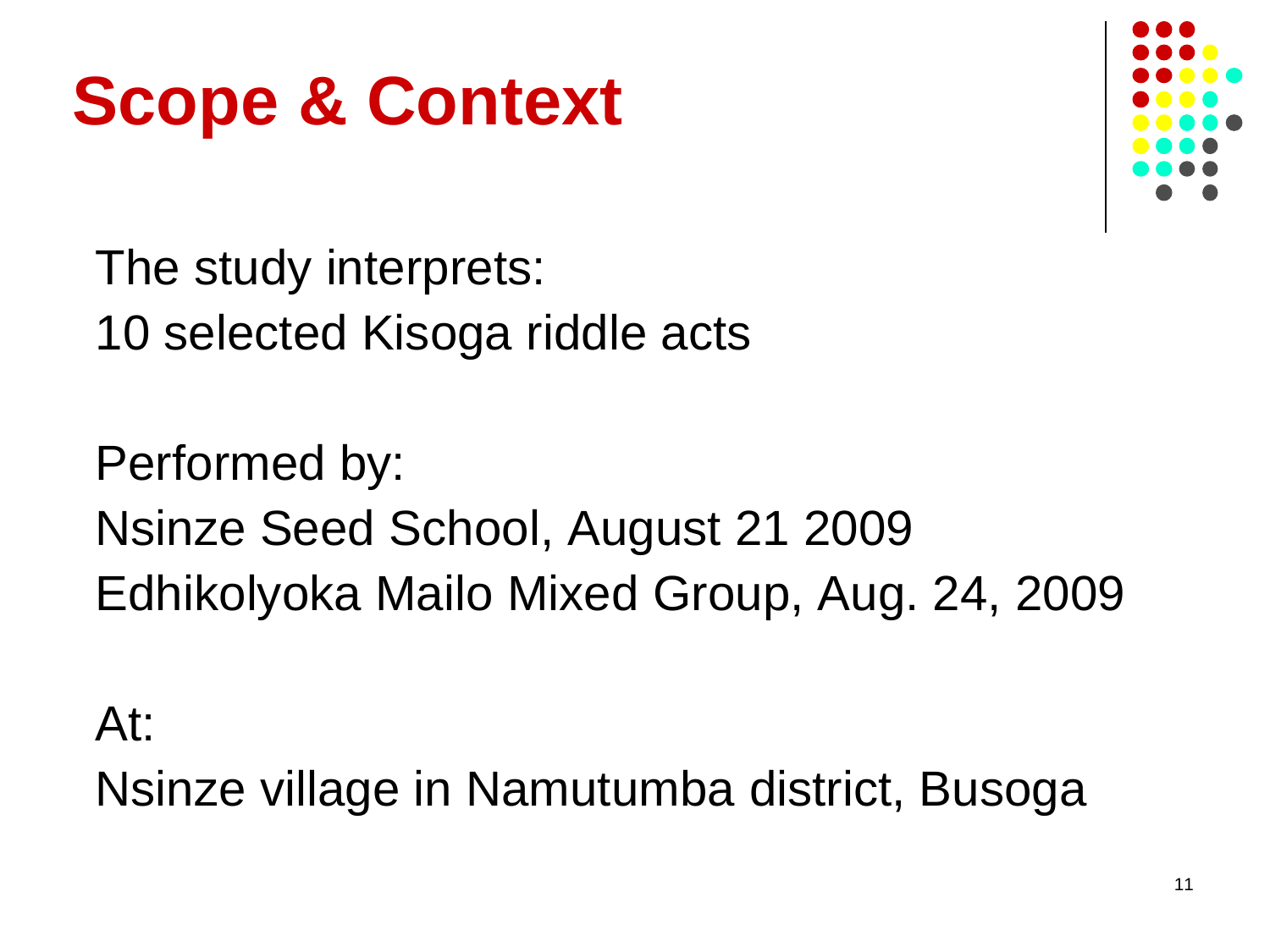# Scope & Context

The study interprets:
10 selected Kisoga riddle acts

Performed by:
Nsinze Seed School, August 21 2009
Edhikolyoka Mailo Mixed Group, Aug. 24, 2009

At:
Nsinze village in Namutumba district, Busoga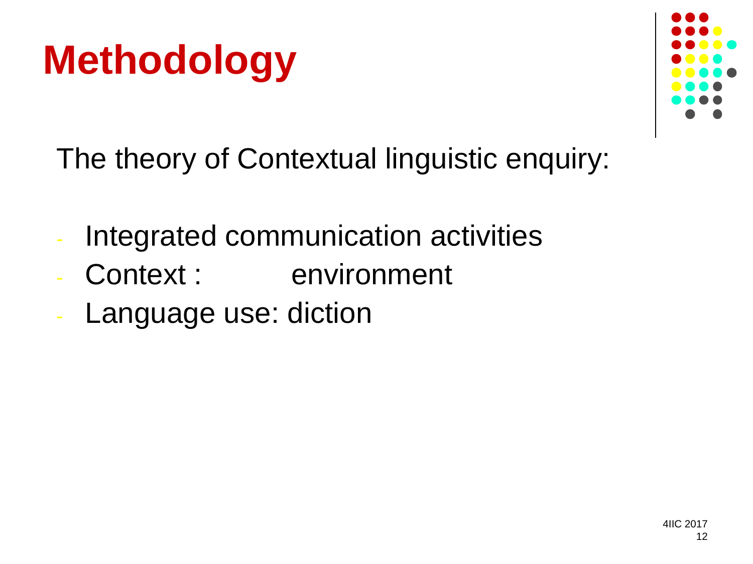# Methodology

The theory of Contextual linguistic enquiry:

- Integrated communication activities
- Context : environment
- Language use: diction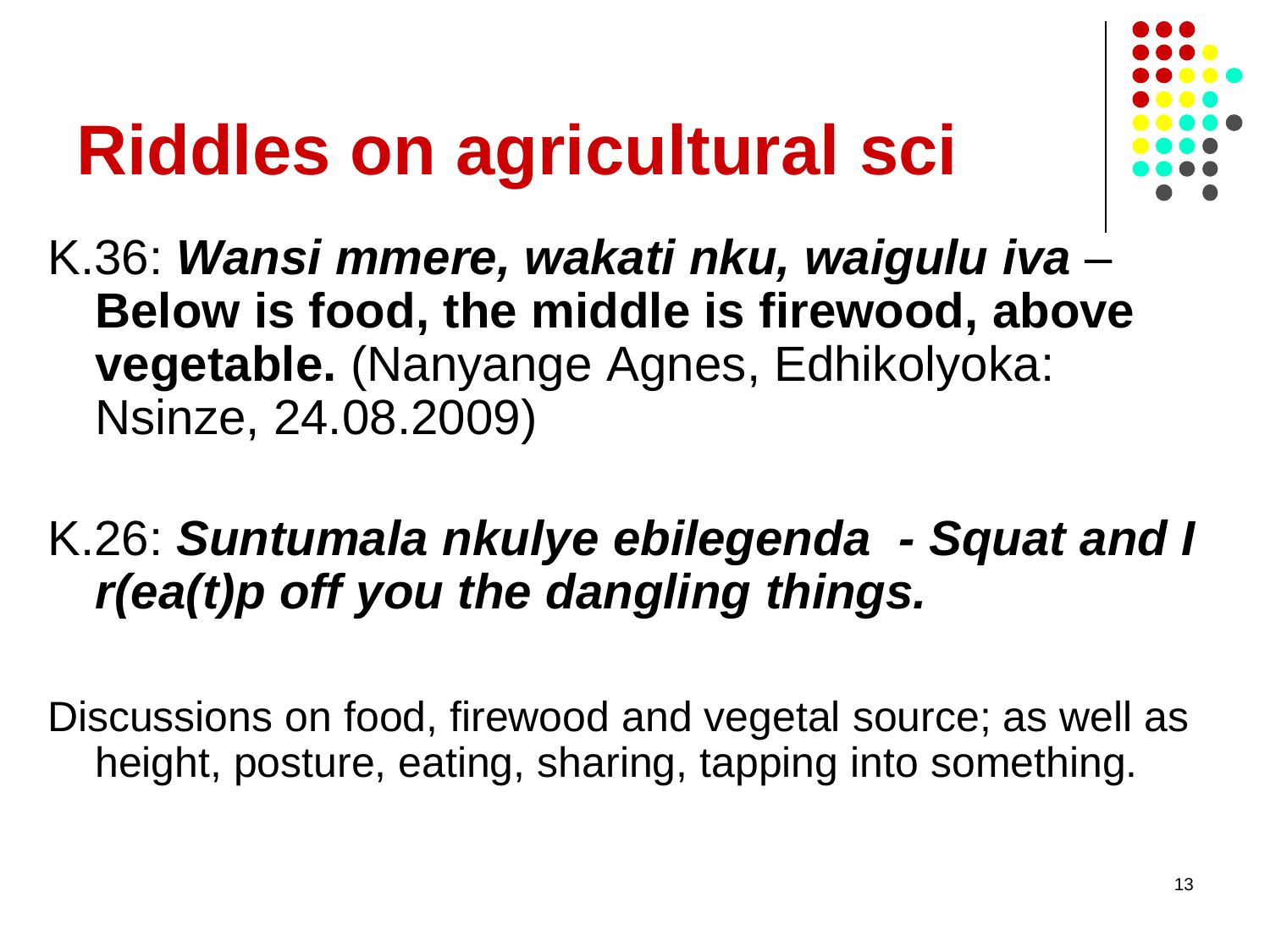# Riddles on agricultural sci

K.36: ***Wansi mmere, wakati nku, waigulu iva*** – **Below is food, the middle is firewood, above vegetable.** (Nanyange Agnes, Edhikolyoka: Nsinze, 24.08.2009)

K.26: ***Suntumala nkulye ebilegenda - Squat and I r(ea(t)p off you the dangling things.***

Discussions on food, firewood and vegetal source; as well as height, posture, eating, sharing, tapping into something.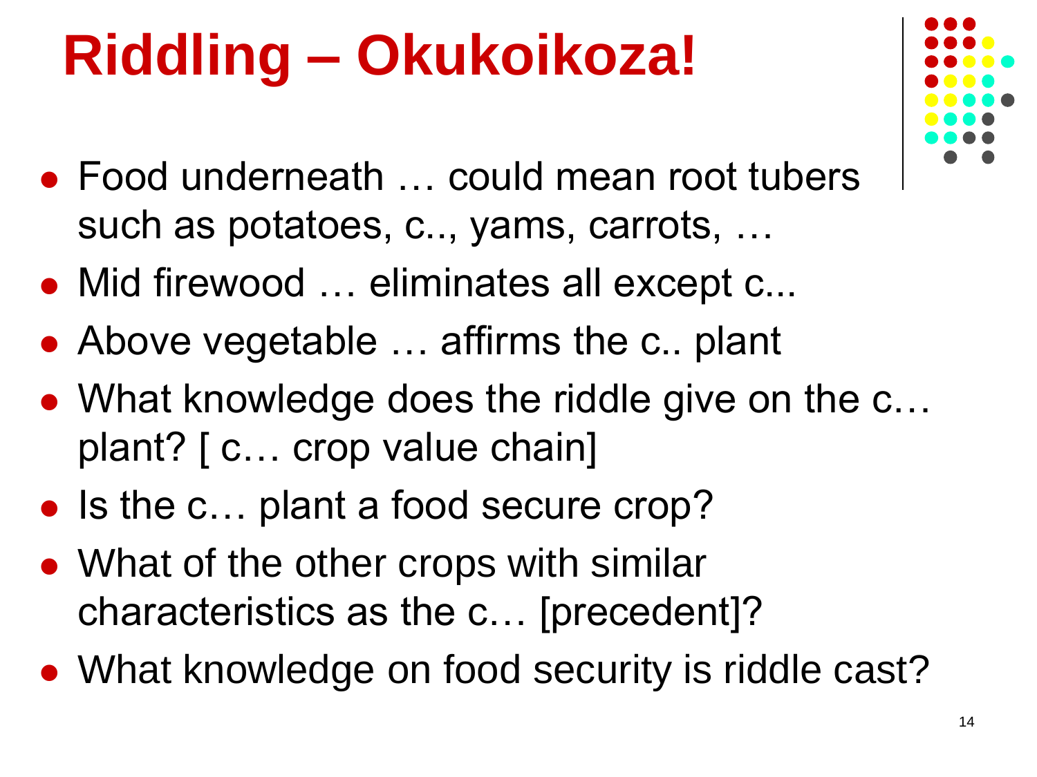# Riddling – Okukoikoza!

- Food underneath … could mean root tubers such as potatoes, c.., yams, carrots, …
- Mid firewood … eliminates all except c...
- Above vegetable … affirms the c.. plant
- What knowledge does the riddle give on the c… plant? [ c… crop value chain]
- Is the c… plant a food secure crop?
- What of the other crops with similar characteristics as the c… [precedent]?
- What knowledge on food security is riddle cast?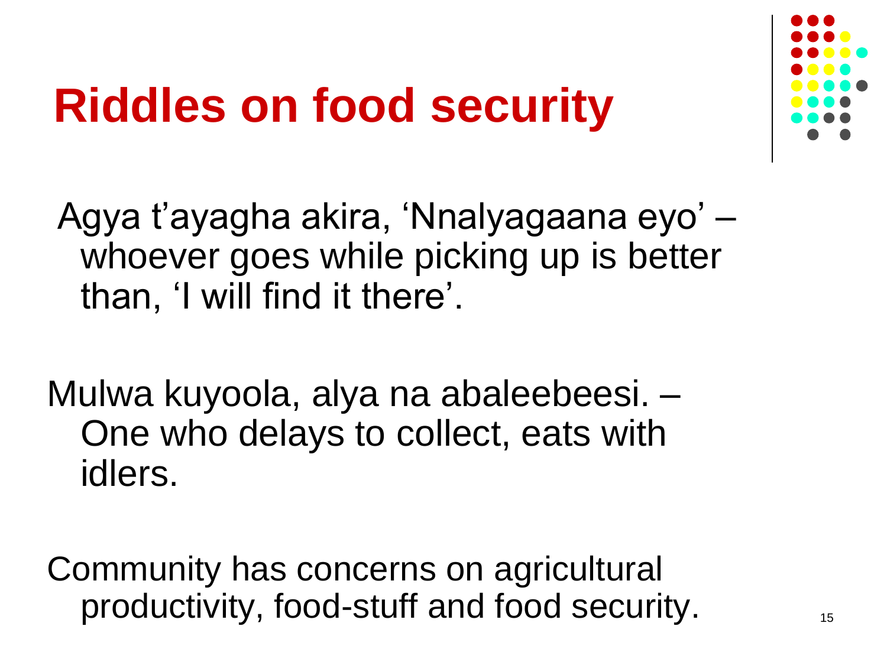# Riddles on food security

Agya t'ayagha akira, 'Nnalyagaana eyo' – whoever goes while picking up is better than, 'I will find it there'.

Mulwa kuyoola, alya na abaleebeesi. – One who delays to collect, eats with idlers.

Community has concerns on agricultural productivity, food-stuff and food security.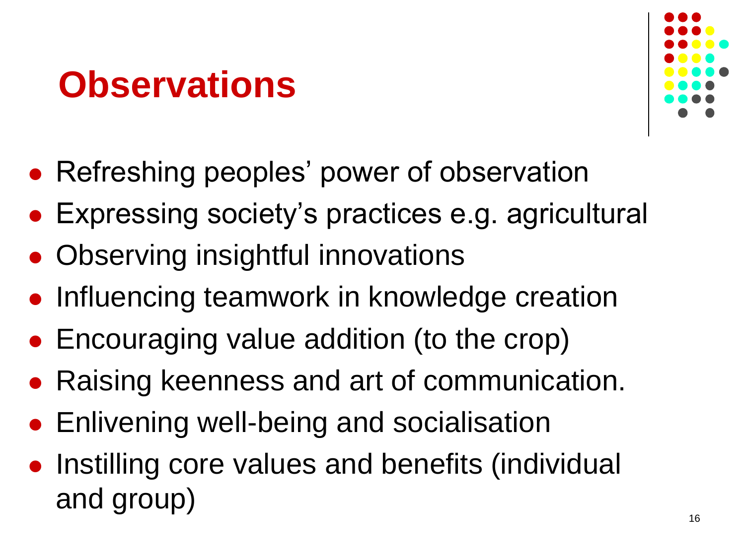# Observations

- Refreshing peoples' power of observation
- Expressing society's practices e.g. agricultural
- Observing insightful innovations
- Influencing teamwork in knowledge creation
- Encouraging value addition (to the crop)
- Raising keenness and art of communication.
- Enlivening well-being and socialisation
- Instilling core values and benefits (individual and group)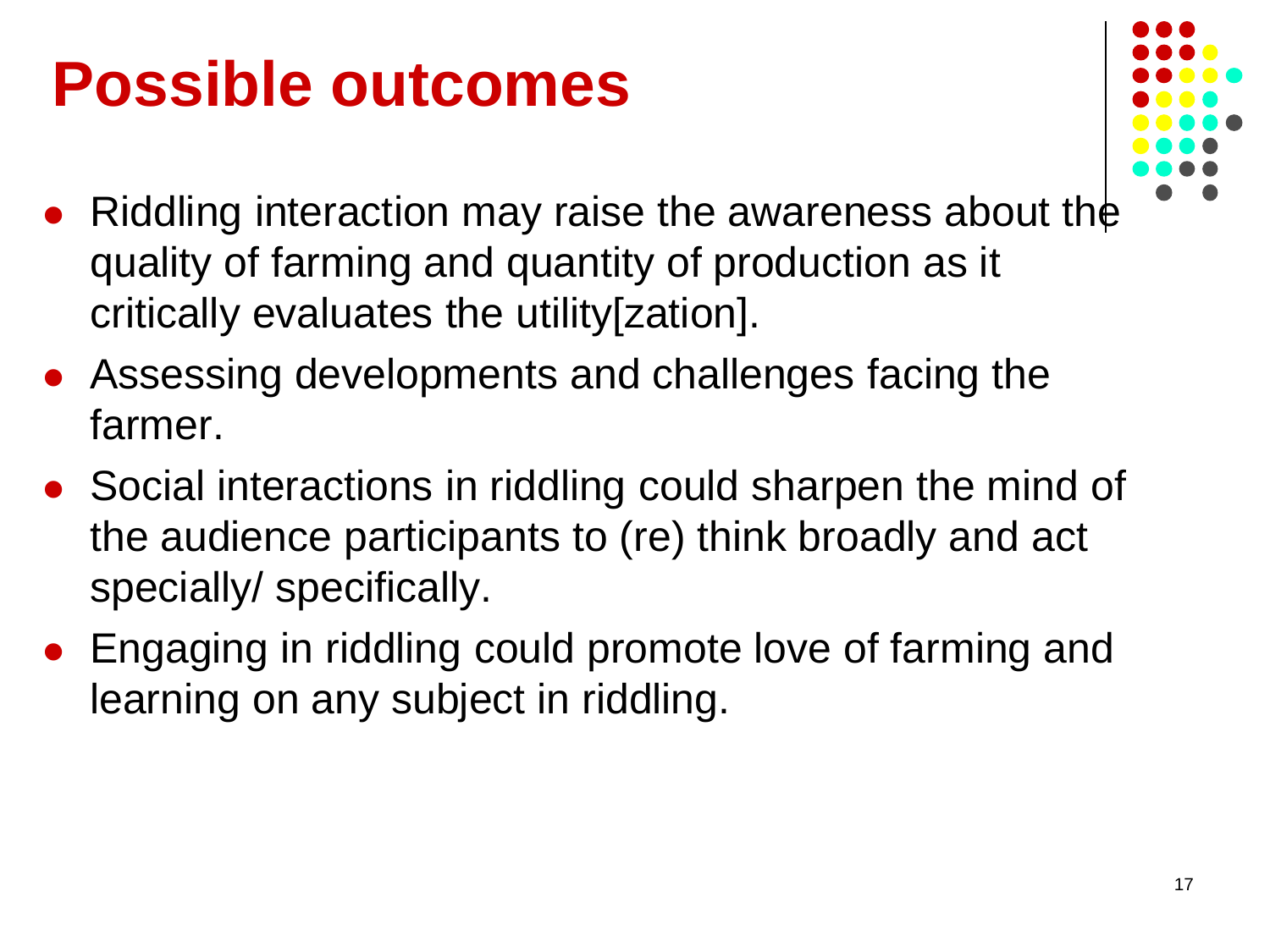# Possible outcomes

- Riddling interaction may raise the awareness about the quality of farming and quantity of production as it critically evaluates the utility[zation].
- Assessing developments and challenges facing the farmer.
- Social interactions in riddling could sharpen the mind of the audience participants to (re) think broadly and act specially/ specifically.
- Engaging in riddling could promote love of farming and learning on any subject in riddling.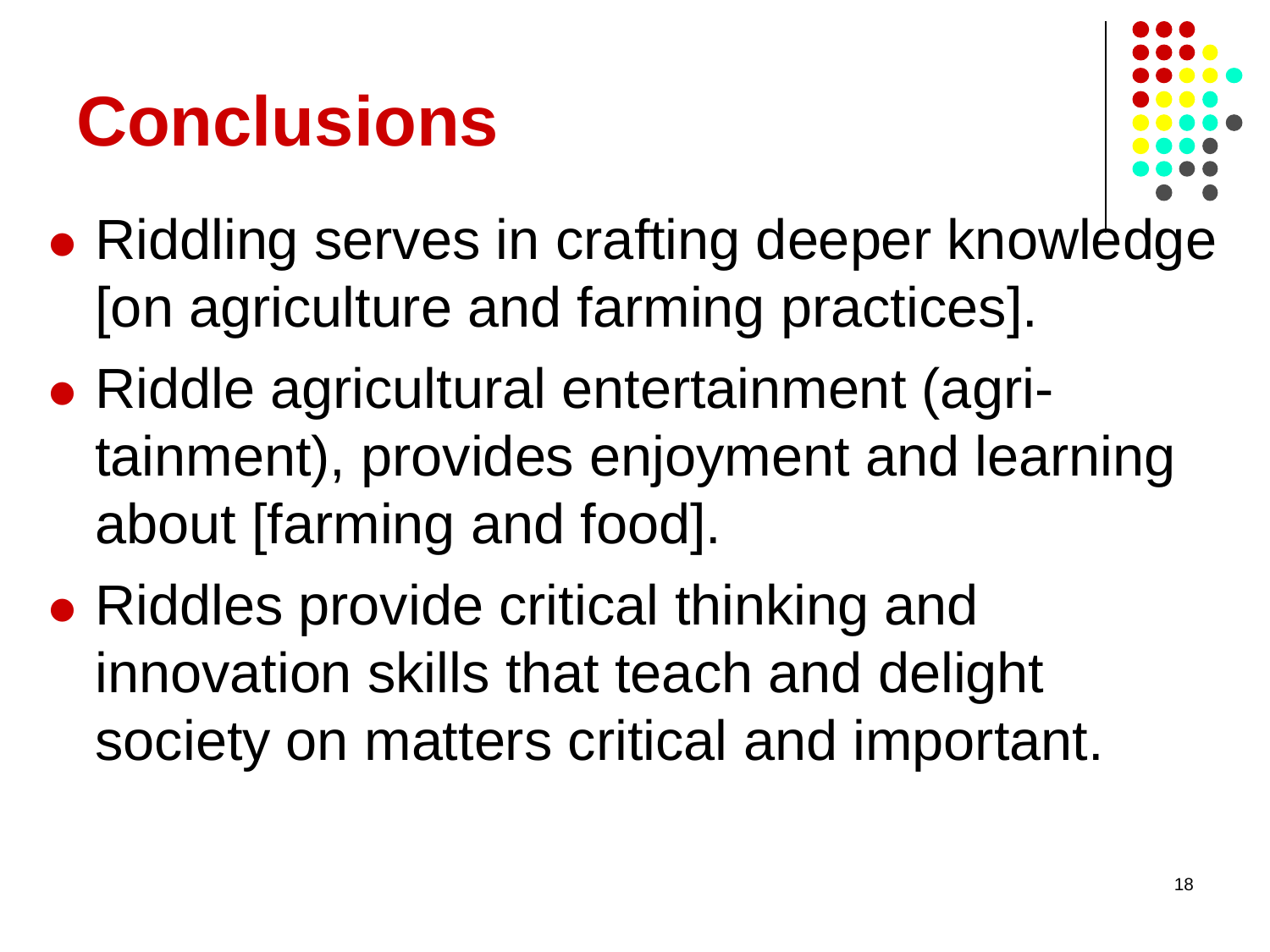# Conclusions

- Riddling serves in crafting deeper knowledge [on agriculture and farming practices].
- Riddle agricultural entertainment (agri-tainment), provides enjoyment and learning about [farming and food].
- Riddles provide critical thinking and innovation skills that teach and delight society on matters critical and important.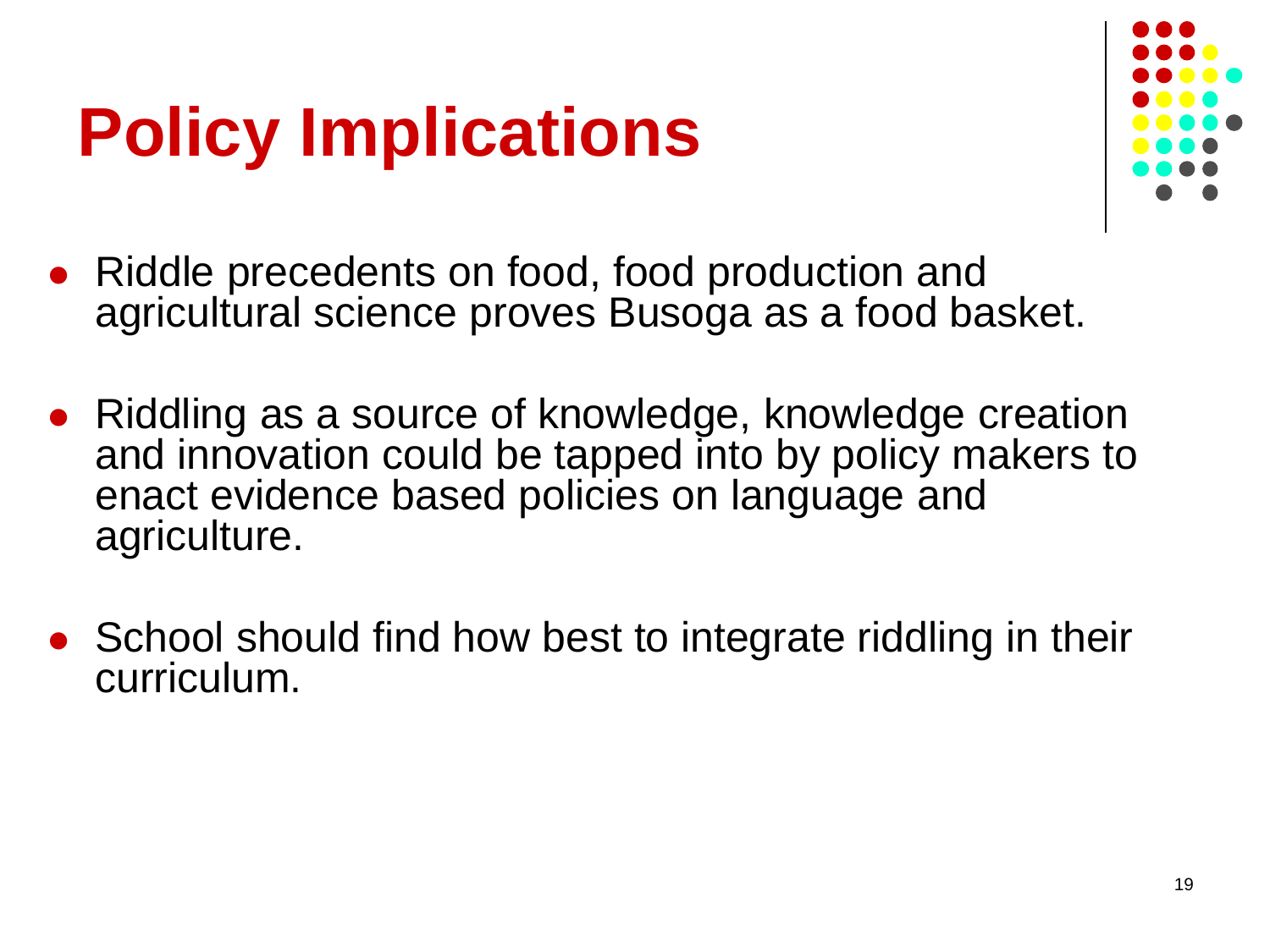# Policy Implications

- Riddle precedents on food, food production and agricultural science proves Busoga as a food basket.
- Riddling as a source of knowledge, knowledge creation and innovation could be tapped into by policy makers to enact evidence based policies on language and agriculture.
- School should find how best to integrate riddling in their curriculum.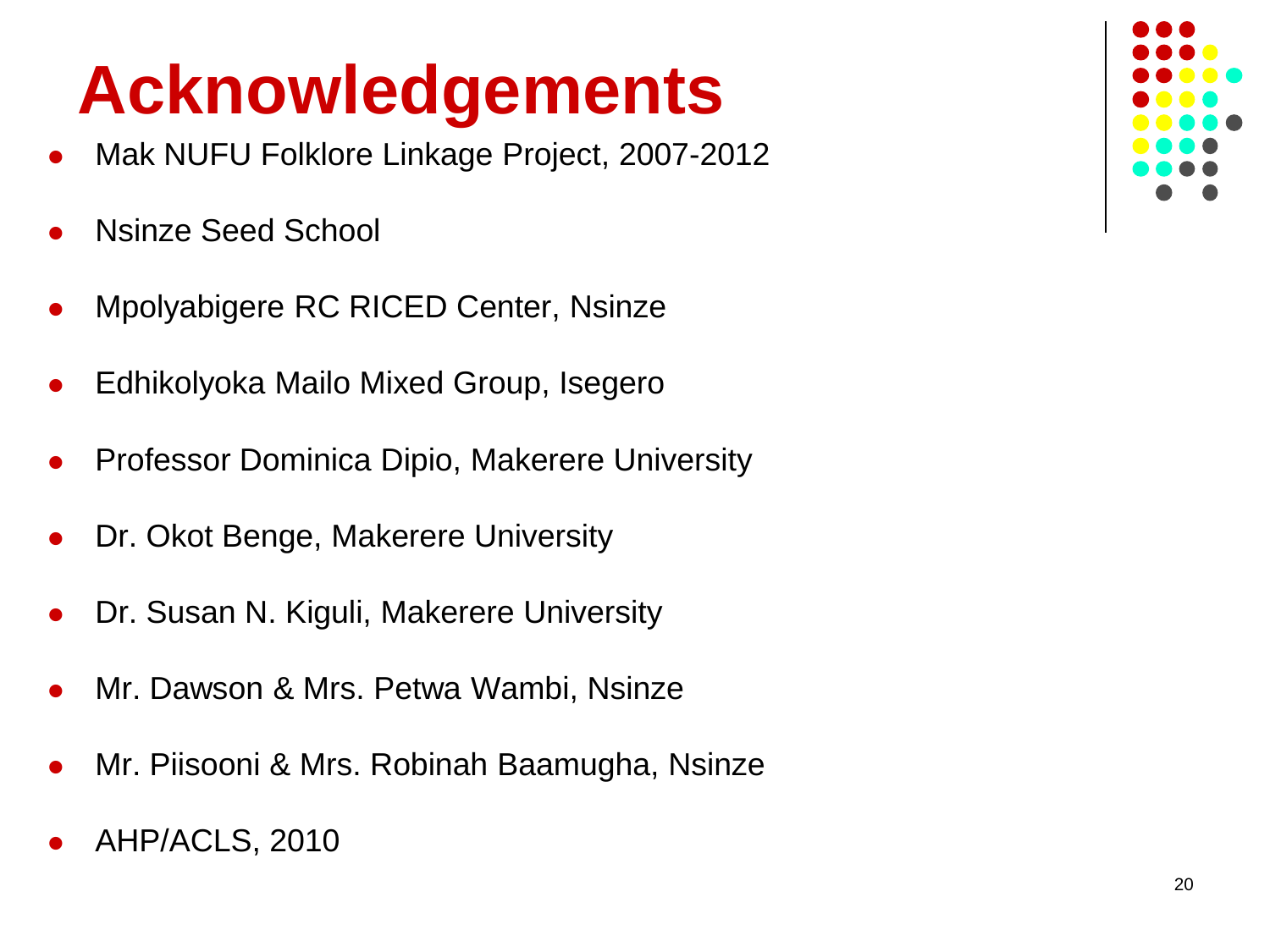# Acknowledgements

- Mak NUFU Folklore Linkage Project, 2007-2012
- Nsinze Seed School
- Mpolyabigere RC RICED Center, Nsinze
- Edhikolyoka Mailo Mixed Group, Isegero
- Professor Dominica Dipio, Makerere University
- Dr. Okot Benge, Makerere University
- Dr. Susan N. Kiguli, Makerere University
- Mr. Dawson & Mrs. Petwa Wambi, Nsinze
- Mr. Piisooni & Mrs. Robinah Baamugha, Nsinze
- AHP/ACLS, 2010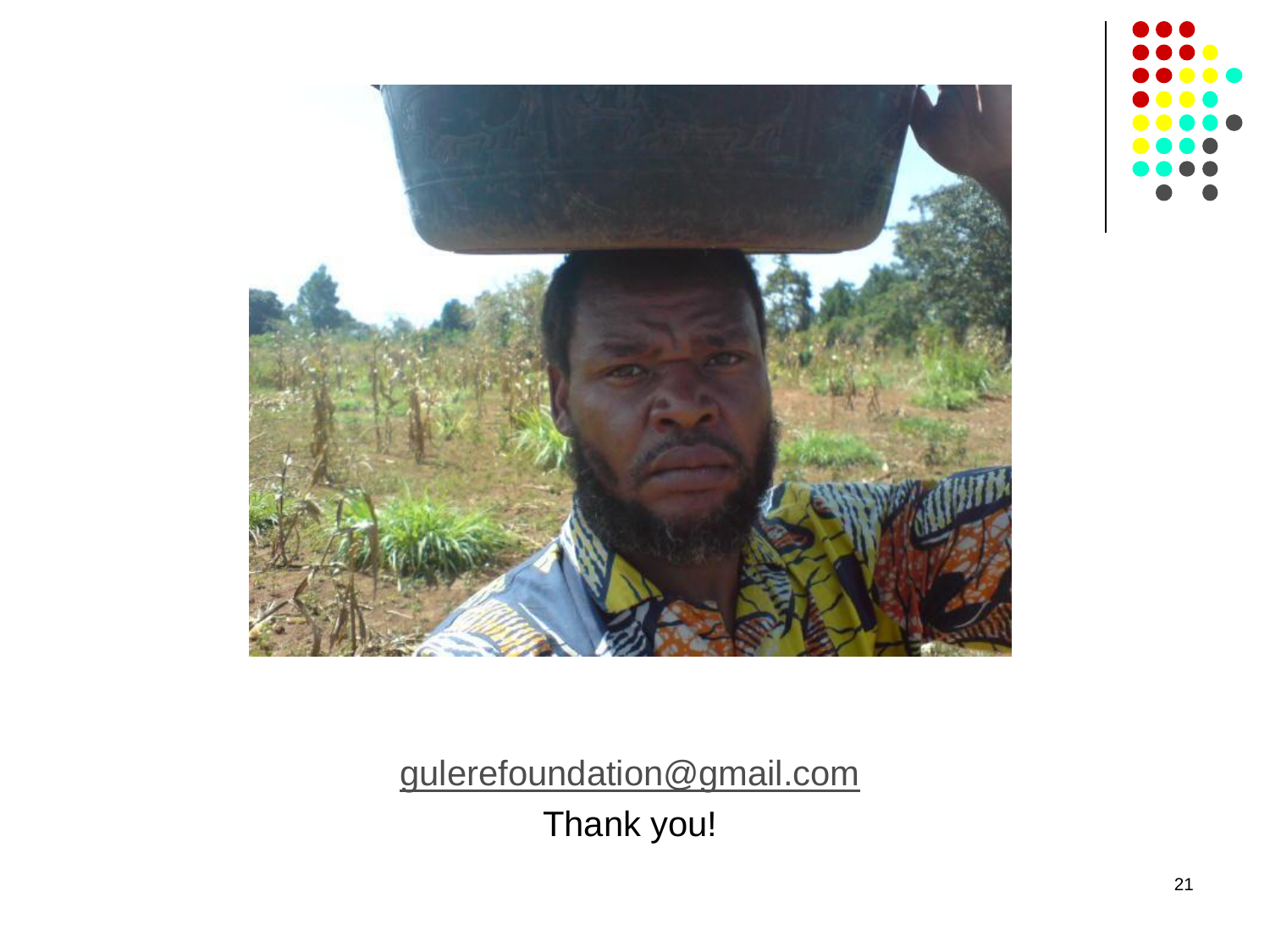gulerefoundation@gmail.com

Thank you!